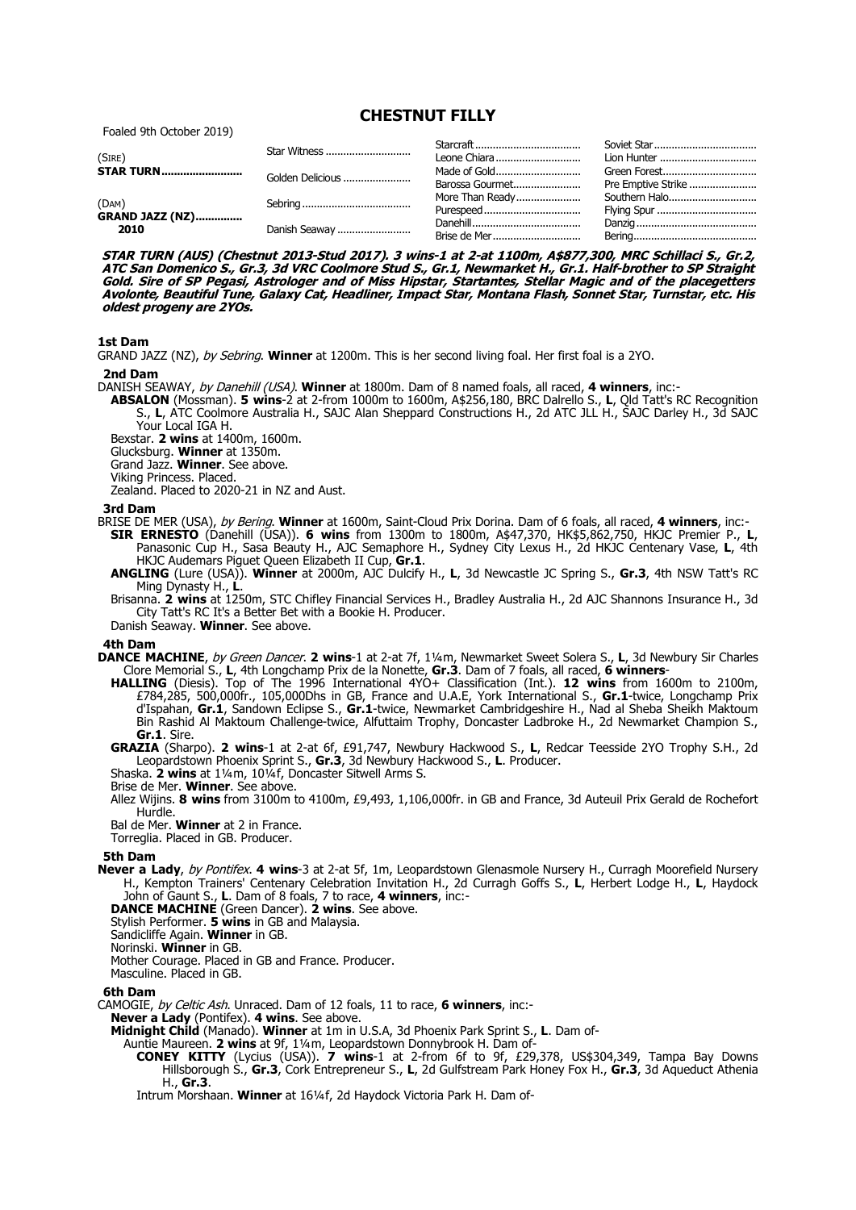# CHESTNUT FILLY

Foaled 9th October 2019)

| | | | |
|---|---|---|---|
| (SIRE) **STAR TURN** | Star Witness | Starcraft | Soviet Star |
| | | Leone Chiara | Lion Hunter |
| | Golden Delicious | Made of Gold | Green Forest |
| | | Barossa Gourmet | Pre Emptive Strike |
| (DAM) **GRAND JAZZ (NZ)** **2010** | Sebring | More Than Ready | Southern Halo |
| | | Purespeed | Flying Spur |
| | Danish Seaway | Danehill | Danzig |
| | | Brise de Mer | Bering |

***STAR TURN (AUS) (Chestnut 2013-Stud 2017). 3 wins-1 at 2-at 1100m, A$877,300, MRC Schillaci S., Gr.2, ATC San Domenico S., Gr.3, 3d VRC Coolmore Stud S., Gr.1, Newmarket H., Gr.1. Half-brother to SP Straight Gold. Sire of SP Pegasi, Astrologer and of Miss Hipstar, Startantes, Stellar Magic and of the placegetters Avolonte, Beautiful Tune, Galaxy Cat, Headliner, Impact Star, Montana Flash, Sonnet Star, Turnstar, etc. His oldest progeny are 2YOs.***

### 1st Dam

GRAND JAZZ (NZ), *by Sebring*. **Winner** at 1200m. This is her second living foal. Her first foal is a 2YO.

### 2nd Dam

DANISH SEAWAY, *by Danehill (USA)*. **Winner** at 1800m. Dam of 8 named foals, all raced, **4 winners**, inc:-

**ABSALON** (Mossman). **5 wins**-2 at 2-from 1000m to 1600m, A$256,180, BRC Dalrello S., **L**, Qld Tatt's RC Recognition S., **L**, ATC Coolmore Australia H., SAJC Alan Sheppard Constructions H., 2d ATC JLL H., SAJC Darley H., 3d SAJC Your Local IGA H.

Bexstar. **2 wins** at 1400m, 1600m.

Glucksburg. **Winner** at 1350m.

Grand Jazz. **Winner**. See above.

Viking Princess. Placed.

Zealand. Placed to 2020-21 in NZ and Aust.

### 3rd Dam

BRISE DE MER (USA), *by Bering*. **Winner** at 1600m, Saint-Cloud Prix Dorina. Dam of 6 foals, all raced, **4 winners**, inc:-

**SIR ERNESTO** (Danehill (USA)). **6 wins** from 1300m to 1800m, A$47,370, HK$5,862,750, HKJC Premier P., **L**, Panasonic Cup H., Sasa Beauty H., AJC Semaphore H., Sydney City Lexus H., 2d HKJC Centenary Vase, **L**, 4th HKJC Audemars Piguet Queen Elizabeth II Cup, **Gr.1**.

**ANGLING** (Lure (USA)). **Winner** at 2000m, AJC Dulcify H., **L**, 3d Newcastle JC Spring S., **Gr.3**, 4th NSW Tatt's RC Ming Dynasty H., **L**.

Brisanna. **2 wins** at 1250m, STC Chifley Financial Services H., Bradley Australia H., 2d AJC Shannons Insurance H., 3d City Tatt's RC It's a Better Bet with a Bookie H. Producer.

Danish Seaway. **Winner**. See above.

### 4th Dam

**DANCE MACHINE**, *by Green Dancer*. **2 wins**-1 at 2-at 7f, 1¼m, Newmarket Sweet Solera S., **L**, 3d Newbury Sir Charles Clore Memorial S., **L**, 4th Longchamp Prix de la Nonette, **Gr.3**. Dam of 7 foals, all raced, **6 winners**-

**HALLING** (Diesis). Top of The 1996 International 4YO+ Classification (Int.). **12 wins** from 1600m to 2100m, £784,285, 500,000fr., 105,000Dhs in GB, France and U.A.E, York International S., **Gr.1**-twice, Longchamp Prix d'Ispahan, **Gr.1**, Sandown Eclipse S., **Gr.1**-twice, Newmarket Cambridgeshire H., Nad al Sheba Sheikh Maktoum Bin Rashid Al Maktoum Challenge-twice, Alfuttaim Trophy, Doncaster Ladbroke H., 2d Newmarket Champion S., **Gr.1**. Sire.

**GRAZIA** (Sharpo). **2 wins**-1 at 2-at 6f, £91,747, Newbury Hackwood S., **L**, Redcar Teesside 2YO Trophy S.H., 2d Leopardstown Phoenix Sprint S., **Gr.3**, 3d Newbury Hackwood S., **L**. Producer.

Shaska. **2 wins** at 1¼m, 10¼f, Doncaster Sitwell Arms S.

Brise de Mer. **Winner**. See above.

Allez Wijins. **8 wins** from 3100m to 4100m, £9,493, 1,106,000fr. in GB and France, 3d Auteuil Prix Gerald de Rochefort Hurdle.

Bal de Mer. **Winner** at 2 in France.

Torreglia. Placed in GB. Producer.

### 5th Dam

**Never a Lady**, *by Pontifex*. **4 wins**-3 at 2-at 5f, 1m, Leopardstown Glenasmole Nursery H., Curragh Moorefield Nursery H., Kempton Trainers' Centenary Celebration Invitation H., 2d Curragh Goffs S., **L**, Herbert Lodge H., **L**, Haydock John of Gaunt S., **L**. Dam of 8 foals, 7 to race, **4 winners**, inc:-

**DANCE MACHINE** (Green Dancer). **2 wins**. See above.

Stylish Performer. **5 wins** in GB and Malaysia.

Sandicliffe Again. **Winner** in GB.

Norinski. **Winner** in GB.

Mother Courage. Placed in GB and France. Producer.

Masculine. Placed in GB.

### 6th Dam

CAMOGIE, *by Celtic Ash*. Unraced. Dam of 12 foals, 11 to race, **6 winners**, inc:-

**Never a Lady** (Pontifex). **4 wins**. See above.

**Midnight Child** (Manado). **Winner** at 1m in U.S.A, 3d Phoenix Park Sprint S., **L**. Dam of-

Auntie Maureen. **2 wins** at 9f, 1¼m, Leopardstown Donnybrook H. Dam of-

**CONEY KITTY** (Lycius (USA)). **7 wins**-1 at 2-from 6f to 9f, £29,378, US$304,349, Tampa Bay Downs Hillsborough S., **Gr.3**, Cork Entrepreneur S., **L**, 2d Gulfstream Park Honey Fox H., **Gr.3**, 3d Aqueduct Athenia H., **Gr.3**.

Intrum Morshaan. **Winner** at 16¼f, 2d Haydock Victoria Park H. Dam of-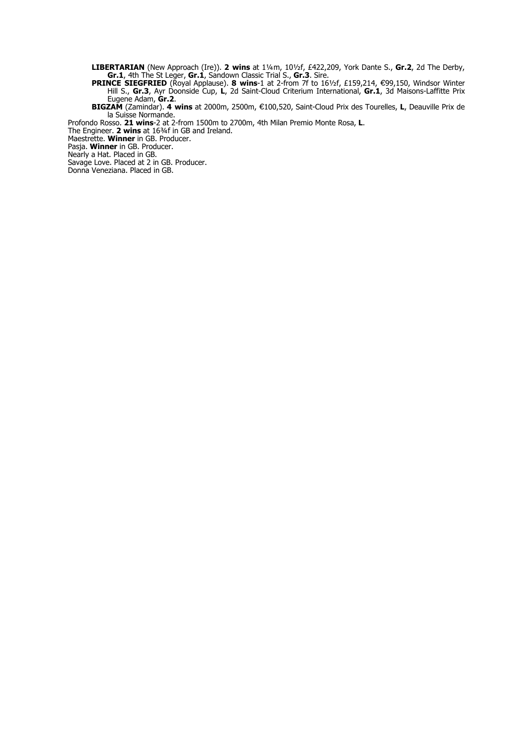**LIBERTARIAN** (New Approach (Ire)). **2 wins** at 1¼m, 10½f, £422,209, York Dante S., **Gr.2**, 2d The Derby, **Gr.1**, 4th The St Leger, **Gr.1**, Sandown Classic Trial S., **Gr.3**. Sire.

**PRINCE SIEGFRIED** (Royal Applause). **8 wins**-1 at 2-from 7f to 16½f, £159,214, €99,150, Windsor Winter Hill S., **Gr.3**, Ayr Doonside Cup, **L**, 2d Saint-Cloud Criterium International, **Gr.1**, 3d Maisons-Laffitte Prix Eugene Adam, **Gr.2**.

**BIGZAM** (Zamindar). **4 wins** at 2000m, 2500m, €100,520, Saint-Cloud Prix des Tourelles, **L**, Deauville Prix de la Suisse Normande.

Profondo Rosso. **21 wins**-2 at 2-from 1500m to 2700m, 4th Milan Premio Monte Rosa, **L**.

The Engineer. **2 wins** at 16¾f in GB and Ireland.

Maestrette. **Winner** in GB. Producer.

Pasja. **Winner** in GB. Producer.

Nearly a Hat. Placed in GB.

Savage Love. Placed at 2 in GB. Producer.

Donna Veneziana. Placed in GB.